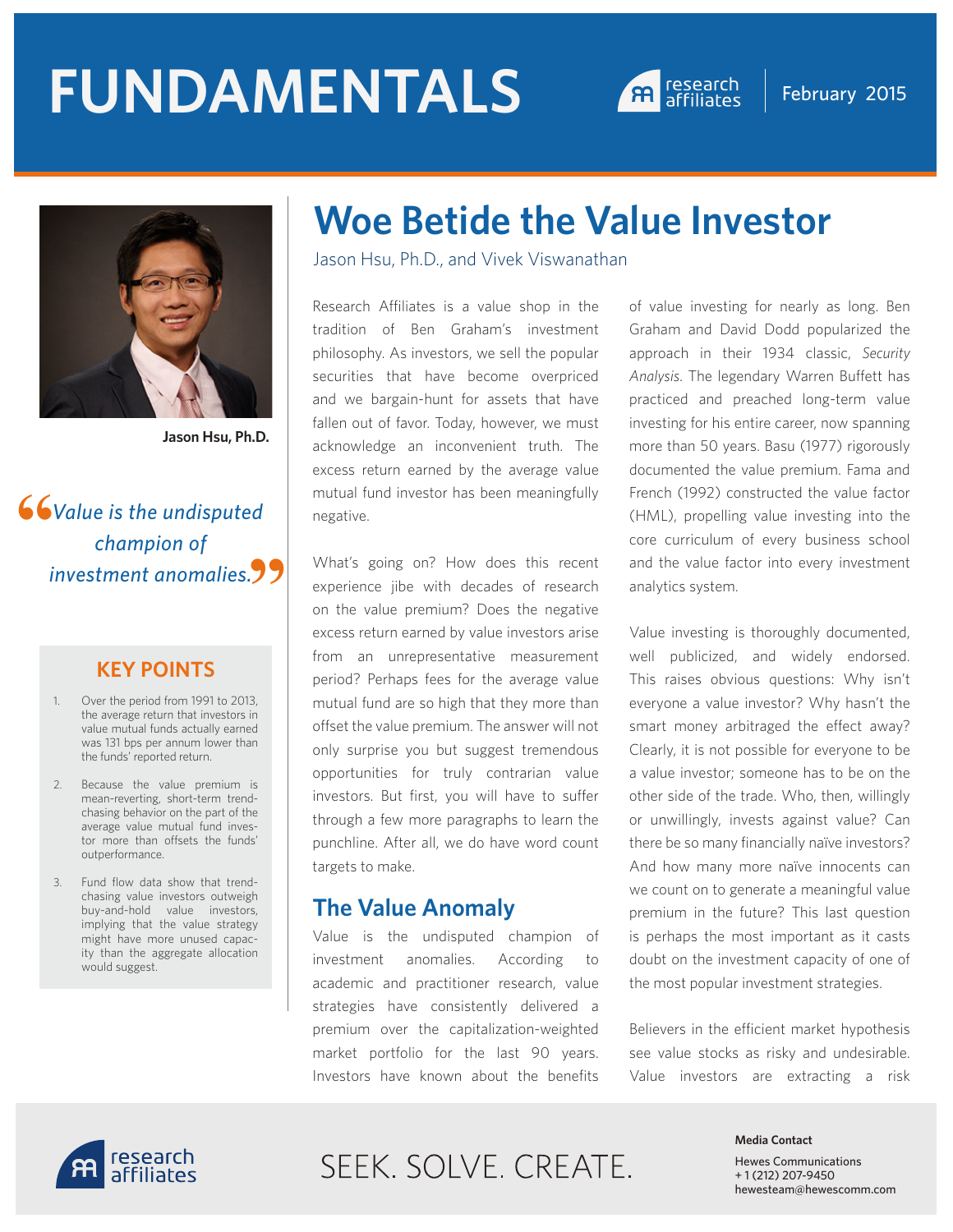# FUNDAMENTALS

February 2015

# Woe Betide the Value Investor

Jason Hsu, Ph.D., and Vivek Viswanathan

Jason Hsu, Ph.D.

> *Value is the undisputed champion of investment anomalies.*

## KEY POINTS

1. Over the period from 1991 to 2013, the average return that investors in value mutual funds actually earned was 131 bps per annum lower than the funds' reported return.
2. Because the value premium is mean-reverting, short-term trend-chasing behavior on the part of the average value mutual fund investor more than offsets the funds' outperformance.
3. Fund flow data show that trend-chasing value investors outweigh buy-and-hold value investors, implying that the value strategy might have more unused capacity than the aggregate allocation would suggest.

Research Affiliates is a value shop in the tradition of Ben Graham's investment philosophy. As investors, we sell the popular securities that have become overpriced and we bargain-hunt for assets that have fallen out of favor. Today, however, we must acknowledge an inconvenient truth. The excess return earned by the average value mutual fund investor has been meaningfully negative.

What's going on? How does this recent experience jibe with decades of research on the value premium? Does the negative excess return earned by value investors arise from an unrepresentative measurement period? Perhaps fees for the average value mutual fund are so high that they more than offset the value premium. The answer will not only surprise you but suggest tremendous opportunities for truly contrarian value investors. But first, you will have to suffer through a few more paragraphs to learn the punchline. After all, we do have word count targets to make.

## The Value Anomaly

Value is the undisputed champion of investment anomalies. According to academic and practitioner research, value strategies have consistently delivered a premium over the capitalization-weighted market portfolio for the last 90 years. Investors have known about the benefits of value investing for nearly as long. Ben Graham and David Dodd popularized the approach in their 1934 classic, *Security Analysis*. The legendary Warren Buffett has practiced and preached long-term value investing for his entire career, now spanning more than 50 years. Basu (1977) rigorously documented the value premium. Fama and French (1992) constructed the value factor (HML), propelling value investing into the core curriculum of every business school and the value factor into every investment analytics system.

Value investing is thoroughly documented, well publicized, and widely endorsed. This raises obvious questions: Why isn't everyone a value investor? Why hasn't the smart money arbitraged the effect away? Clearly, it is not possible for everyone to be a value investor; someone has to be on the other side of the trade. Who, then, willingly or unwillingly, invests against value? Can there be so many financially naïve investors? And how many more naïve innocents can we count on to generate a meaningful value premium in the future? This last question is perhaps the most important as it casts doubt on the investment capacity of one of the most popular investment strategies.

Believers in the efficient market hypothesis see value stocks as risky and undesirable. Value investors are extracting a risk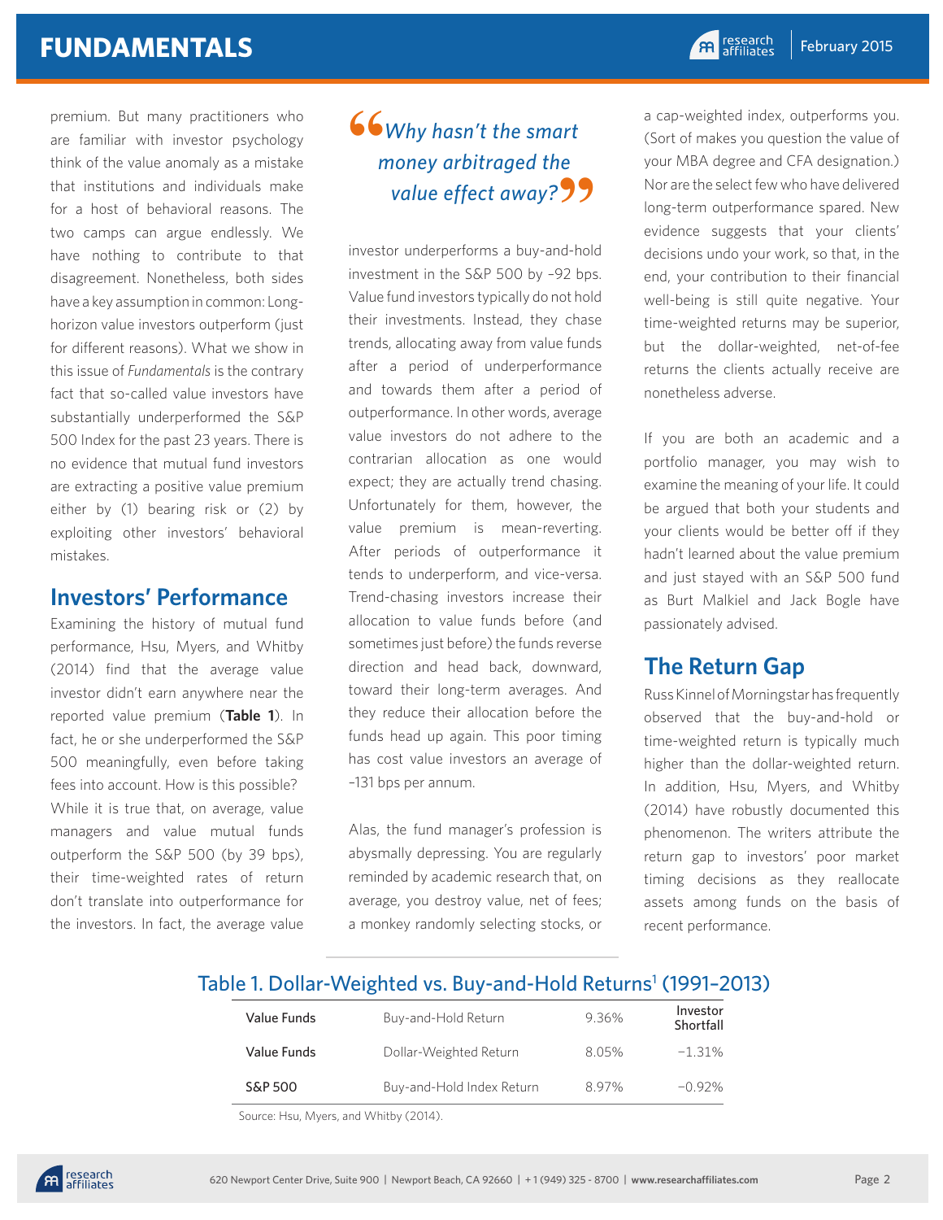premium. But many practitioners who are familiar with investor psychology think of the value anomaly as a mistake that institutions and individuals make for a host of behavioral reasons. The two camps can argue endlessly. We have nothing to contribute to that disagreement. Nonetheless, both sides have a key assumption in common: Long-horizon value investors outperform (just for different reasons). What we show in this issue of *Fundamentals* is the contrary fact that so-called value investors have substantially underperformed the S&P 500 Index for the past 23 years. There is no evidence that mutual fund investors are extracting a positive value premium either by (1) bearing risk or (2) by exploiting other investors' behavioral mistakes.

## Investors' Performance

Examining the history of mutual fund performance, Hsu, Myers, and Whitby (2014) find that the average value investor didn't earn anywhere near the reported value premium (**Table 1**). In fact, he or she underperformed the S&P 500 meaningfully, even before taking fees into account. How is this possible? While it is true that, on average, value managers and value mutual funds outperform the S&P 500 (by 39 bps), their time-weighted rates of return don't translate into outperformance for the investors. In fact, the average value investor underperforms a buy-and-hold investment in the S&P 500 by –92 bps. Value fund investors typically do not hold their investments. Instead, they chase trends, allocating away from value funds after a period of underperformance and towards them after a period of outperformance. In other words, average value investors do not adhere to the contrarian allocation as one would expect; they are actually trend chasing. Unfortunately for them, however, the value premium is mean-reverting. After periods of outperformance it tends to underperform, and vice-versa. Trend-chasing investors increase their allocation to value funds before (and sometimes just before) the funds reverse direction and head back, downward, toward their long-term averages. And they reduce their allocation before the funds head up again. This poor timing has cost value investors an average of –131 bps per annum.

> *"Why hasn't the smart money arbitraged the value effect away?"*

Alas, the fund manager's profession is abysmally depressing. You are regularly reminded by academic research that, on average, you destroy value, net of fees; a monkey randomly selecting stocks, or a cap-weighted index, outperforms you. (Sort of makes you question the value of your MBA degree and CFA designation.) Nor are the select few who have delivered long-term outperformance spared. New evidence suggests that your clients' decisions undo your work, so that, in the end, your contribution to their financial well-being is still quite negative. Your time-weighted returns may be superior, but the dollar-weighted, net-of-fee returns the clients actually receive are nonetheless adverse.

If you are both an academic and a portfolio manager, you may wish to examine the meaning of your life. It could be argued that both your students and your clients would be better off if they hadn't learned about the value premium and just stayed with an S&P 500 fund as Burt Malkiel and Jack Bogle have passionately advised.

## The Return Gap

Russ Kinnel of Morningstar has frequently observed that the buy-and-hold or time-weighted return is typically much higher than the dollar-weighted return. In addition, Hsu, Myers, and Whitby (2014) have robustly documented this phenomenon. The writers attribute the return gap to investors' poor market timing decisions as they reallocate assets among funds on the basis of recent performance.

### Table 1. Dollar-Weighted vs. Buy-and-Hold Returns[1] (1991–2013)

| | | | Investor Shortfall |
|---|---|---|---|
| Value Funds | Buy-and-Hold Return | 9.36% | |
| Value Funds | Dollar-Weighted Return | 8.05% | −1.31% |
| S&P 500 | Buy-and-Hold Index Return | 8.97% | −0.92% |

Source: Hsu, Myers, and Whitby (2014).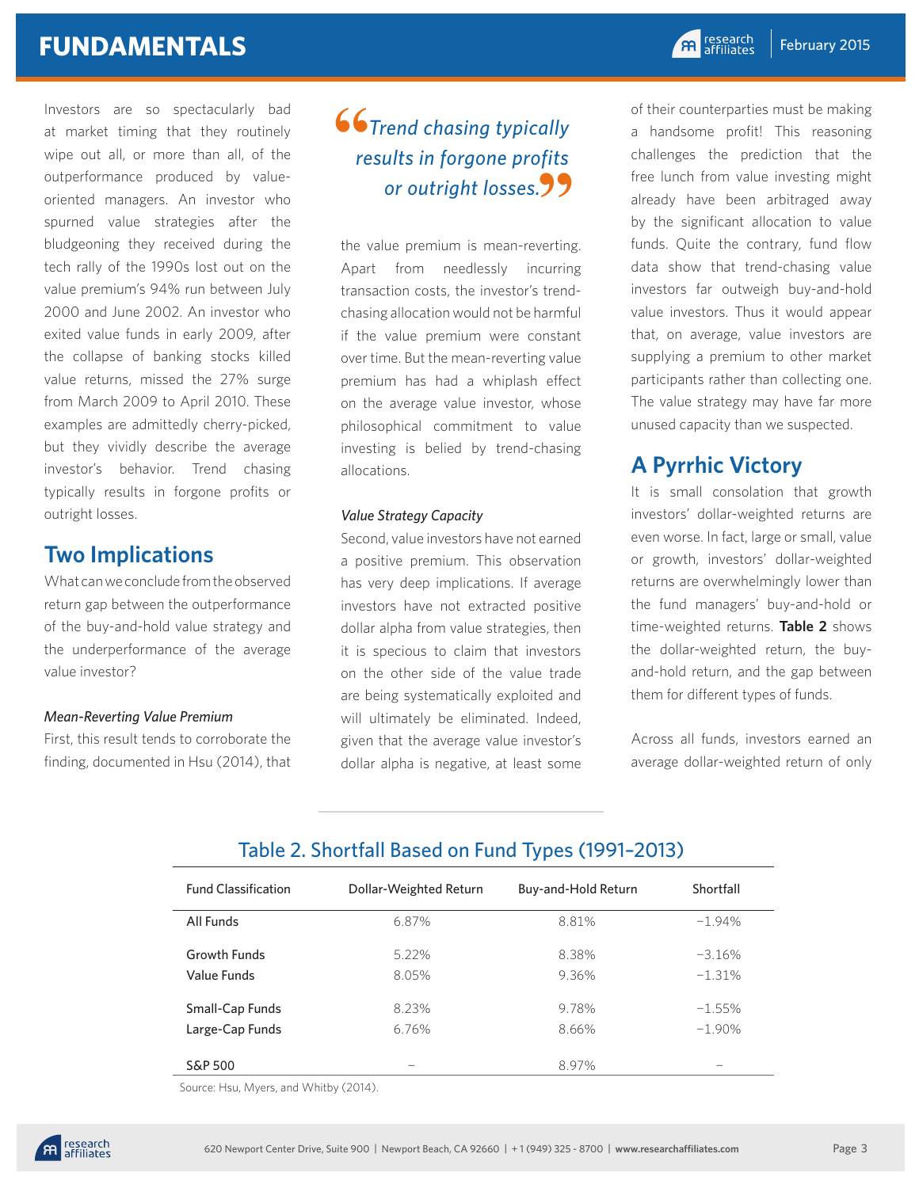Investors are so spectacularly bad at market timing that they routinely wipe out all, or more than all, of the outperformance produced by value-oriented managers. An investor who spurned value strategies after the bludgeoning they received during the tech rally of the 1990s lost out on the value premium's 94% run between July 2000 and June 2002. An investor who exited value funds in early 2009, after the collapse of banking stocks killed value returns, missed the 27% surge from March 2009 to April 2010. These examples are admittedly cherry-picked, but they vividly describe the average investor's behavior. Trend chasing typically results in forgone profits or outright losses.

## Two Implications

What can we conclude from the observed return gap between the outperformance of the buy-and-hold value strategy and the underperformance of the average value investor?

### *Mean-Reverting Value Premium*

First, this result tends to corroborate the finding, documented in Hsu (2014), that the value premium is mean-reverting. Apart from needlessly incurring transaction costs, the investor's trend-chasing allocation would not be harmful if the value premium were constant over time. But the mean-reverting value premium has had a whiplash effect on the average value investor, whose philosophical commitment to value investing is belied by trend-chasing allocations.

> *"Trend chasing typically results in forgone profits or outright losses."*

### *Value Strategy Capacity*

Second, value investors have not earned a positive premium. This observation has very deep implications. If average investors have not extracted positive dollar alpha from value strategies, then it is specious to claim that investors on the other side of the value trade are being systematically exploited and will ultimately be eliminated. Indeed, given that the average value investor's dollar alpha is negative, at least some of their counterparties must be making a handsome profit! This reasoning challenges the prediction that the free lunch from value investing might already have been arbitraged away by the significant allocation to value funds. Quite the contrary, fund flow data show that trend-chasing value investors far outweigh buy-and-hold value investors. Thus it would appear that, on average, value investors are supplying a premium to other market participants rather than collecting one. The value strategy may have far more unused capacity than we suspected.

## A Pyrrhic Victory

It is small consolation that growth investors' dollar-weighted returns are even worse. In fact, large or small, value or growth, investors' dollar-weighted returns are overwhelmingly lower than the fund managers' buy-and-hold or time-weighted returns. **Table 2** shows the dollar-weighted return, the buy-and-hold return, and the gap between them for different types of funds.

Across all funds, investors earned an average dollar-weighted return of only

### Table 2. Shortfall Based on Fund Types (1991–2013)

| Fund Classification | Dollar-Weighted Return | Buy-and-Hold Return | Shortfall |
|---|---|---|---|
| All Funds | 6.87% | 8.81% | −1.94% |
| Growth Funds | 5.22% | 8.38% | −3.16% |
| Value Funds | 8.05% | 9.36% | −1.31% |
| Small-Cap Funds | 8.23% | 9.78% | −1.55% |
| Large-Cap Funds | 6.76% | 8.66% | −1.90% |
| S&P 500 | – | 8.97% | – |

Source: Hsu, Myers, and Whitby (2014).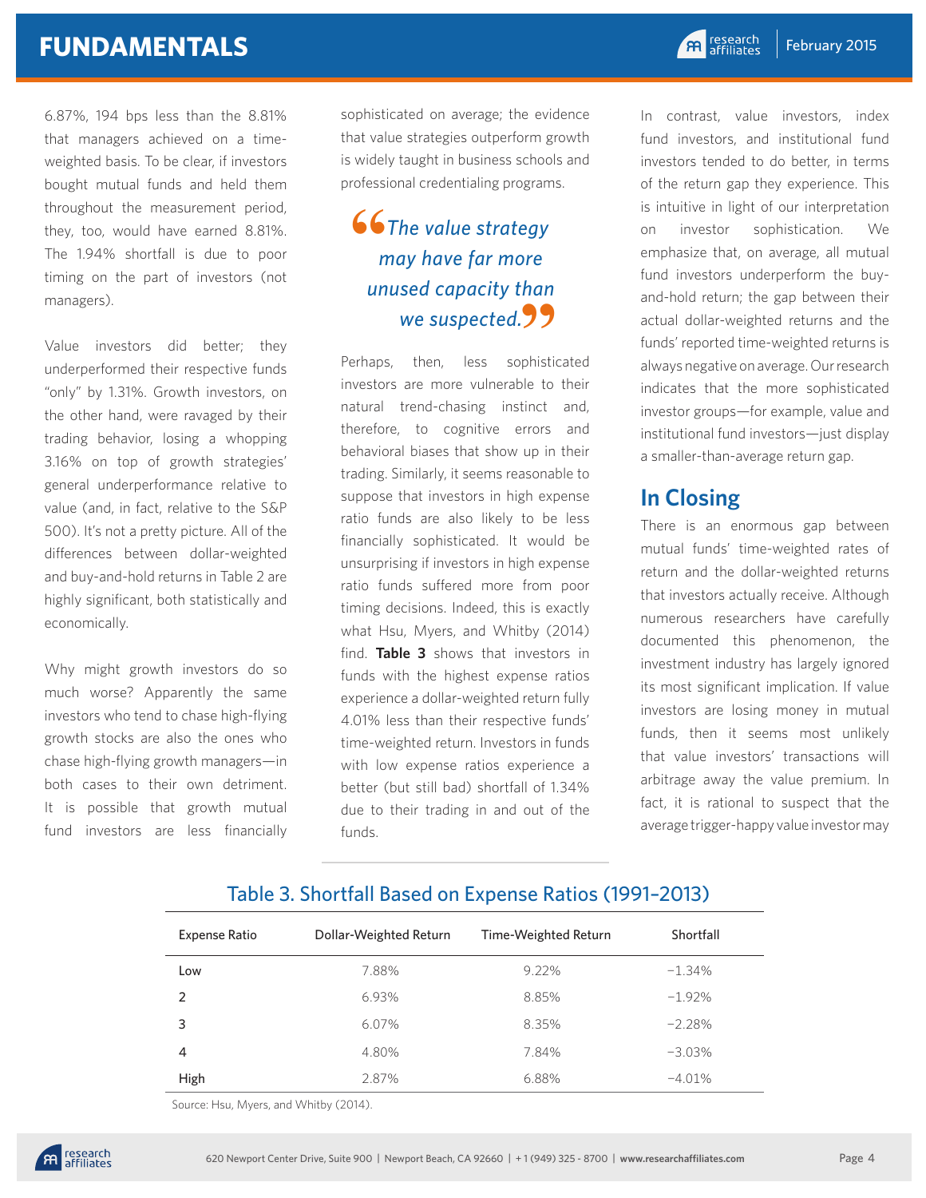6.87%, 194 bps less than the 8.81% that managers achieved on a time-weighted basis. To be clear, if investors bought mutual funds and held them throughout the measurement period, they, too, would have earned 8.81%. The 1.94% shortfall is due to poor timing on the part of investors (not managers).

Value investors did better; they underperformed their respective funds "only" by 1.31%. Growth investors, on the other hand, were ravaged by their trading behavior, losing a whopping 3.16% on top of growth strategies' general underperformance relative to value (and, in fact, relative to the S&P 500). It's not a pretty picture. All of the differences between dollar-weighted and buy-and-hold returns in Table 2 are highly significant, both statistically and economically.

Why might growth investors do so much worse? Apparently the same investors who tend to chase high-flying growth stocks are also the ones who chase high-flying growth managers—in both cases to their own detriment. It is possible that growth mutual fund investors are less financially sophisticated on average; the evidence that value strategies outperform growth is widely taught in business schools and professional credentialing programs.

> *"The value strategy may have far more unused capacity than we suspected."*

Perhaps, then, less sophisticated investors are more vulnerable to their natural trend-chasing instinct and, therefore, to cognitive errors and behavioral biases that show up in their trading. Similarly, it seems reasonable to suppose that investors in high expense ratio funds are also likely to be less financially sophisticated. It would be unsurprising if investors in high expense ratio funds suffered more from poor timing decisions. Indeed, this is exactly what Hsu, Myers, and Whitby (2014) find. **Table 3** shows that investors in funds with the highest expense ratios experience a dollar-weighted return fully 4.01% less than their respective funds' time-weighted return. Investors in funds with low expense ratios experience a better (but still bad) shortfall of 1.34% due to their trading in and out of the funds.

In contrast, value investors, index fund investors, and institutional fund investors tended to do better, in terms of the return gap they experience. This is intuitive in light of our interpretation on investor sophistication. We emphasize that, on average, all mutual fund investors underperform the buy-and-hold return; the gap between their actual dollar-weighted returns and the funds' reported time-weighted returns is always negative on average. Our research indicates that the more sophisticated investor groups—for example, value and institutional fund investors—just display a smaller-than-average return gap.

## In Closing

There is an enormous gap between mutual funds' time-weighted rates of return and the dollar-weighted returns that investors actually receive. Although numerous researchers have carefully documented this phenomenon, the investment industry has largely ignored its most significant implication. If value investors are losing money in mutual funds, then it seems most unlikely that value investors' transactions will arbitrage away the value premium. In fact, it is rational to suspect that the average trigger-happy value investor may

### Table 3. Shortfall Based on Expense Ratios (1991–2013)

| Expense Ratio | Dollar-Weighted Return | Time-Weighted Return | Shortfall |
|---|---|---|---|
| Low | 7.88% | 9.22% | −1.34% |
| 2 | 6.93% | 8.85% | −1.92% |
| 3 | 6.07% | 8.35% | −2.28% |
| 4 | 4.80% | 7.84% | −3.03% |
| High | 2.87% | 6.88% | −4.01% |

Source: Hsu, Myers, and Whitby (2014).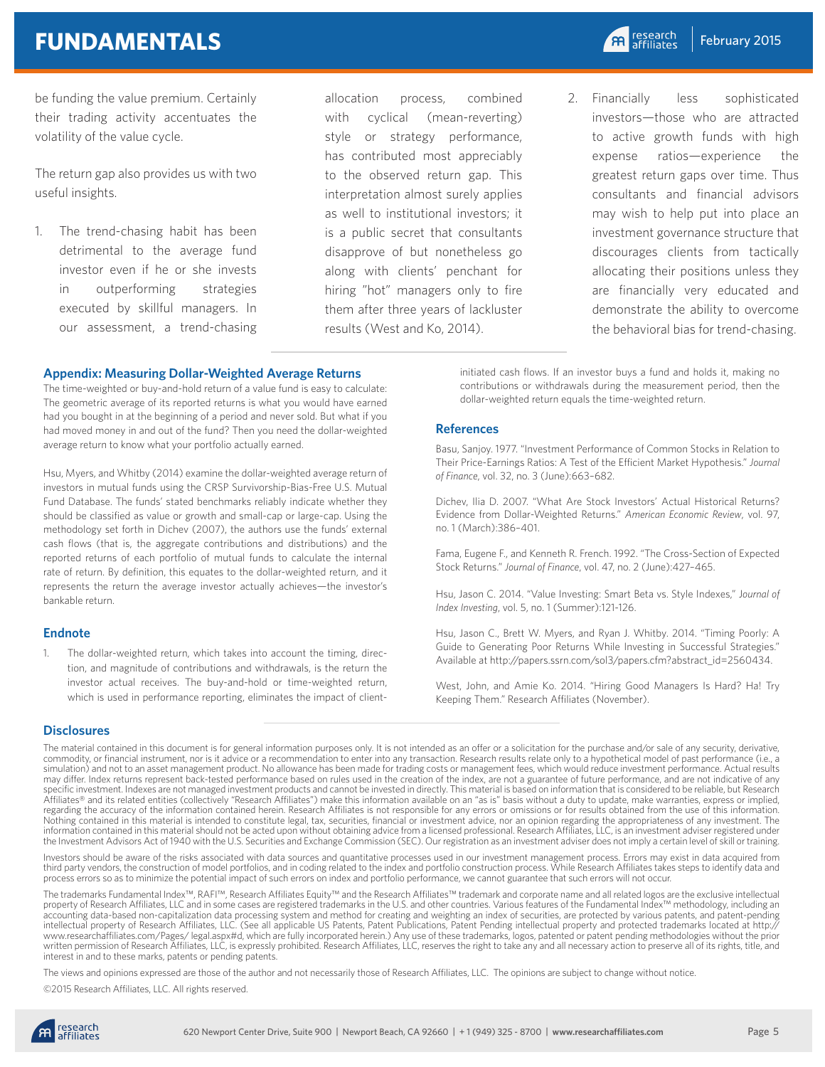be funding the value premium. Certainly their trading activity accentuates the volatility of the value cycle.

The return gap also provides us with two useful insights.

1. The trend-chasing habit has been detrimental to the average fund investor even if he or she invests in outperforming strategies executed by skillful managers. In our assessment, a trend-chasing allocation process, combined with cyclical (mean-reverting) style or strategy performance, has contributed most appreciably to the observed return gap. This interpretation almost surely applies as well to institutional investors; it is a public secret that consultants disapprove of but nonetheless go along with clients' penchant for hiring "hot" managers only to fire them after three years of lackluster results (West and Ko, 2014).
2. Financially less sophisticated investors—those who are attracted to active growth funds with high expense ratios—experience the greatest return gaps over time. Thus consultants and financial advisors may wish to help put into place an investment governance structure that discourages clients from tactically allocating their positions unless they are financially very educated and demonstrate the ability to overcome the behavioral bias for trend-chasing.

### Appendix: Measuring Dollar-Weighted Average Returns

The time-weighted or buy-and-hold return of a value fund is easy to calculate: The geometric average of its reported returns is what you would have earned had you bought in at the beginning of a period and never sold. But what if you had moved money in and out of the fund? Then you need the dollar-weighted average return to know what your portfolio actually earned.

Hsu, Myers, and Whitby (2014) examine the dollar-weighted average return of investors in mutual funds using the CRSP Survivorship-Bias-Free U.S. Mutual Fund Database. The funds' stated benchmarks reliably indicate whether they should be classified as value or growth and small-cap or large-cap. Using the methodology set forth in Dichev (2007), the authors use the funds' external cash flows (that is, the aggregate contributions and distributions) and the reported returns of each portfolio of mutual funds to calculate the internal rate of return. By definition, this equates to the dollar-weighted return, and it represents the return the average investor actually achieves—the investor's bankable return.

### Endnote

1. The dollar-weighted return, which takes into account the timing, direction, and magnitude of contributions and withdrawals, is the return the investor actual receives. The buy-and-hold or time-weighted return, which is used in performance reporting, eliminates the impact of client-initiated cash flows. If an investor buys a fund and holds it, making no contributions or withdrawals during the measurement period, then the dollar-weighted return equals the time-weighted return.

### References

Basu, Sanjoy. 1977. "Investment Performance of Common Stocks in Relation to Their Price-Earnings Ratios: A Test of the Efficient Market Hypothesis." *Journal of Finance*, vol. 32, no. 3 (June):663–682.

Dichev, Ilia D. 2007. "What Are Stock Investors' Actual Historical Returns? Evidence from Dollar-Weighted Returns." *American Economic Review*, vol. 97, no. 1 (March):386–401.

Fama, Eugene F., and Kenneth R. French. 1992. "The Cross-Section of Expected Stock Returns." *Journal of Finance*, vol. 47, no. 2 (June):427–465.

Hsu, Jason C. 2014. "Value Investing: Smart Beta vs. Style Indexes," *Journal of Index Investing*, vol. 5, no. 1 (Summer):121-126.

Hsu, Jason C., Brett W. Myers, and Ryan J. Whitby. 2014. "Timing Poorly: A Guide to Generating Poor Returns While Investing in Successful Strategies." Available at http://papers.ssrn.com/sol3/papers.cfm?abstract_id=2560434.

West, John, and Amie Ko. 2014. "Hiring Good Managers Is Hard? Ha! Try Keeping Them." Research Affiliates (November).

### Disclosures

The material contained in this document is for general information purposes only. It is not intended as an offer or a solicitation for the purchase and/or sale of any security, derivative, commodity, or financial instrument, nor is it advice or a recommendation to enter into any transaction. Research results relate only to a hypothetical model of past performance (i.e., a simulation) and not to an asset management product. No allowance has been made for trading costs or management fees, which would reduce investment performance. Actual results may differ. Index returns represent back-tested performance based on rules used in the creation of the index, are not a guarantee of future performance, and are not indicative of any specific investment. Indexes are not managed investment products and cannot be invested in directly. This material is based on information that is considered to be reliable, but Research Affiliates® and its related entities (collectively "Research Affiliates") make this information available on an "as is" basis without a duty to update, make warranties, express or implied, regarding the accuracy of the information contained herein. Research Affiliates is not responsible for any errors or omissions or for results obtained from the use of this information. Nothing contained in this material is intended to constitute legal, tax, securities, financial or investment advice, nor an opinion regarding the appropriateness of any investment. The information contained in this material should not be acted upon without obtaining advice from a licensed professional. Research Affiliates, LLC, is an investment adviser registered under the Investment Advisors Act of 1940 with the U.S. Securities and Exchange Commission (SEC). Our registration as an investment adviser does not imply a certain level of skill or training.

Investors should be aware of the risks associated with data sources and quantitative processes used in our investment management process. Errors may exist in data acquired from third party vendors, the construction of model portfolios, and in coding related to the index and portfolio construction process. While Research Affiliates takes steps to identify data and process errors so as to minimize the potential impact of such errors on index and portfolio performance, we cannot guarantee that such errors will not occur.

The trademarks Fundamental Index™, RAFI™, Research Affiliates Equity™ and the Research Affiliates™ trademark and corporate name and all related logos are the exclusive intellectual property of Research Affiliates, LLC and in some cases are registered trademarks in the U.S. and other countries. Various features of the Fundamental Index™ methodology, including an accounting data-based non-capitalization data processing system and method for creating and weighting an index of securities, are protected by various patents, and patent-pending intellectual property of Research Affiliates, LLC. (See all applicable US Patents, Patent Publications, Patent Pending intellectual property and protected trademarks located at http://www.researchaffiliates.com/Pages/ legal.aspx#d, which are fully incorporated herein.) Any use of these trademarks, logos, patented or patent pending methodologies without the prior written permission of Research Affiliates, LLC, is expressly prohibited. Research Affiliates, LLC, reserves the right to take any and all necessary action to preserve all of its rights, title, and interest in and to these marks, patents or pending patents.

The views and opinions expressed are those of the author and not necessarily those of Research Affiliates, LLC. The opinions are subject to change without notice.

©2015 Research Affiliates, LLC. All rights reserved.